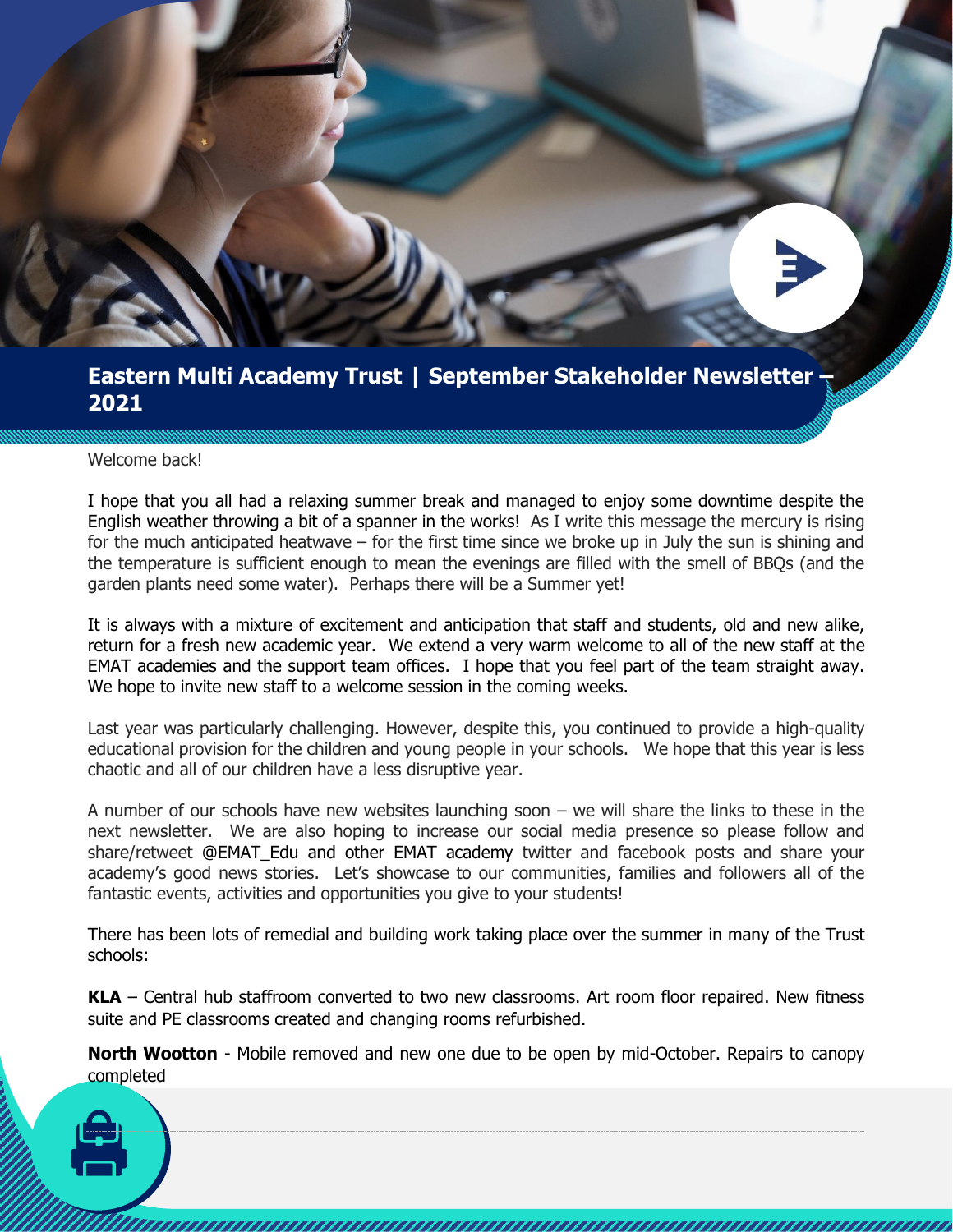# Eastern Multi Academy Trust | September Stakeholder Newsletter – 2021

Welcome back!

I hope that you all had a relaxing summer break and managed to enjoy some downtime despite the English weather throwing a bit of a spanner in the works! As I write this message the mercury is rising for the much anticipated heatwave – for the first time since we broke up in July the sun is shining and the temperature is sufficient enough to mean the evenings are filled with the smell of BBQs (and the garden plants need some water). Perhaps there will be a Summer yet!

It is always with a mixture of excitement and anticipation that staff and students, old and new alike, return for a fresh new academic year. We extend a very warm welcome to all of the new staff at the EMAT academies and the support team offices. I hope that you feel part of the team straight away. We hope to invite new staff to a welcome session in the coming weeks.

Last year was particularly challenging. However, despite this, you continued to provide a high-quality educational provision for the children and young people in your schools. We hope that this year is less chaotic and all of our children have a less disruptive year.

A number of our schools have new websites launching soon – we will share the links to these in the next newsletter. We are also hoping to increase our social media presence so please follow and share/retweet @EMAT_Edu and other EMAT academy twitter and facebook posts and share your academy's good news stories. Let's showcase to our communities, families and followers all of the fantastic events, activities and opportunities you give to your students!

There has been lots of remedial and building work taking place over the summer in many of the Trust schools:

**KLA** – Central hub staffroom converted to two new classrooms. Art room floor repaired. New fitness suite and PE classrooms created and changing rooms refurbished.

**North Wootton** - Mobile removed and new one due to be open by mid-October. Repairs to canopy completed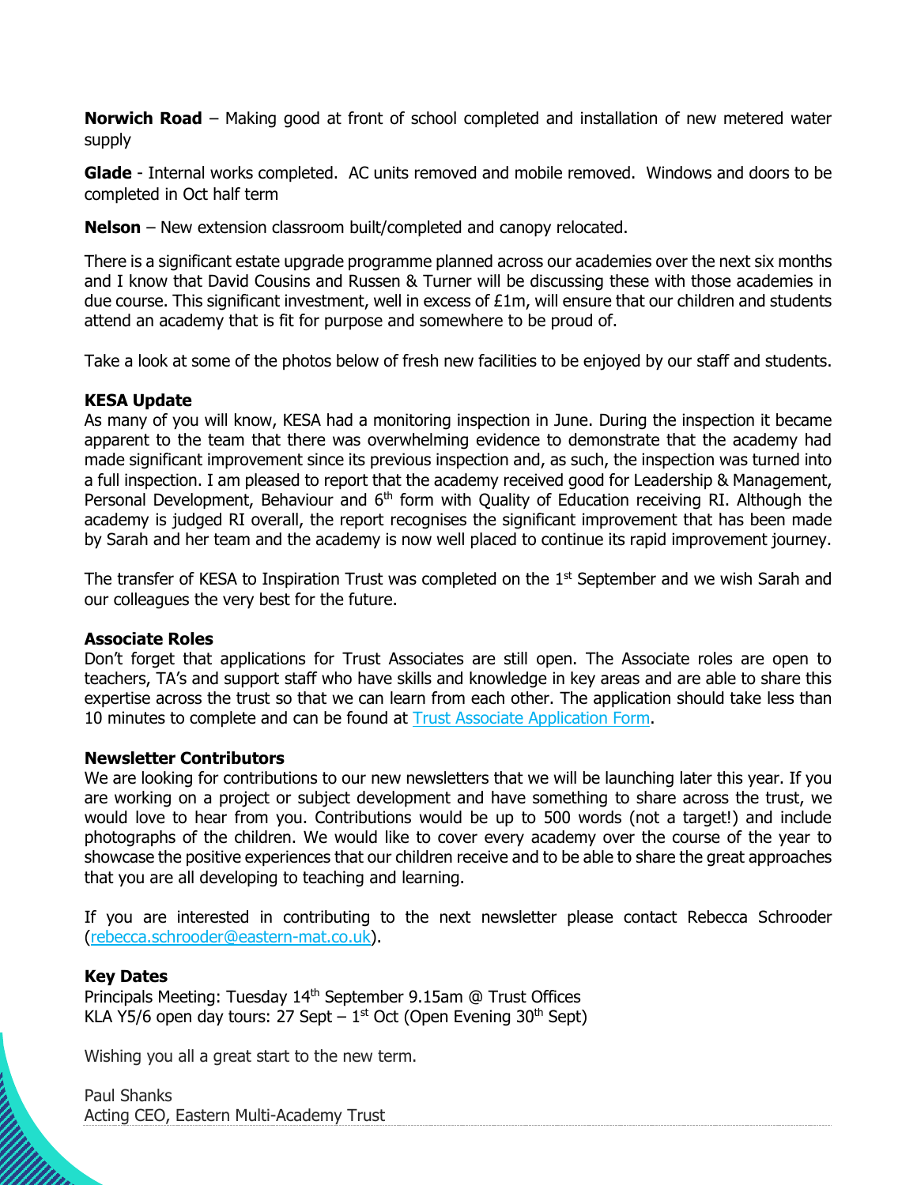**Norwich Road** – Making good at front of school completed and installation of new metered water supply

**Glade** - Internal works completed. AC units removed and mobile removed. Windows and doors to be completed in Oct half term

**Nelson** – New extension classroom built/completed and canopy relocated.

There is a significant estate upgrade programme planned across our academies over the next six months and I know that David Cousins and Russen & Turner will be discussing these with those academies in due course. This significant investment, well in excess of £1m, will ensure that our children and students attend an academy that is fit for purpose and somewhere to be proud of.

Take a look at some of the photos below of fresh new facilities to be enjoyed by our staff and students.

**KESA Update**

As many of you will know, KESA had a monitoring inspection in June. During the inspection it became apparent to the team that there was overwhelming evidence to demonstrate that the academy had made significant improvement since its previous inspection and, as such, the inspection was turned into a full inspection. I am pleased to report that the academy received good for Leadership & Management, Personal Development, Behaviour and 6th form with Quality of Education receiving RI. Although the academy is judged RI overall, the report recognises the significant improvement that has been made by Sarah and her team and the academy is now well placed to continue its rapid improvement journey.

The transfer of KESA to Inspiration Trust was completed on the 1st September and we wish Sarah and our colleagues the very best for the future.

**Associate Roles**

Don't forget that applications for Trust Associates are still open. The Associate roles are open to teachers, TA's and support staff who have skills and knowledge in key areas and are able to share this expertise across the trust so that we can learn from each other. The application should take less than 10 minutes to complete and can be found at Trust Associate Application Form.

**Newsletter Contributors**

We are looking for contributions to our new newsletters that we will be launching later this year. If you are working on a project or subject development and have something to share across the trust, we would love to hear from you. Contributions would be up to 500 words (not a target!) and include photographs of the children. We would like to cover every academy over the course of the year to showcase the positive experiences that our children receive and to be able to share the great approaches that you are all developing to teaching and learning.

If you are interested in contributing to the next newsletter please contact Rebecca Schrooder (rebecca.schrooder@eastern-mat.co.uk).

**Key Dates**

Principals Meeting: Tuesday 14th September 9.15am @ Trust Offices
KLA Y5/6 open day tours: 27 Sept – 1st Oct (Open Evening 30th Sept)

Wishing you all a great start to the new term.

Paul Shanks
Acting CEO, Eastern Multi-Academy Trust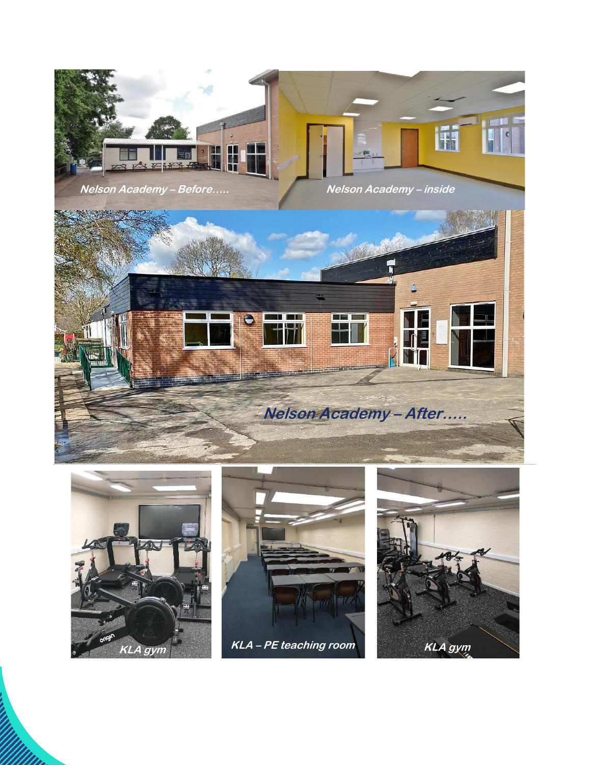Nelson Academy – Before…..

Nelson Academy – inside

Nelson Academy – After…..

KLA gym

KLA – PE teaching room

KLA gym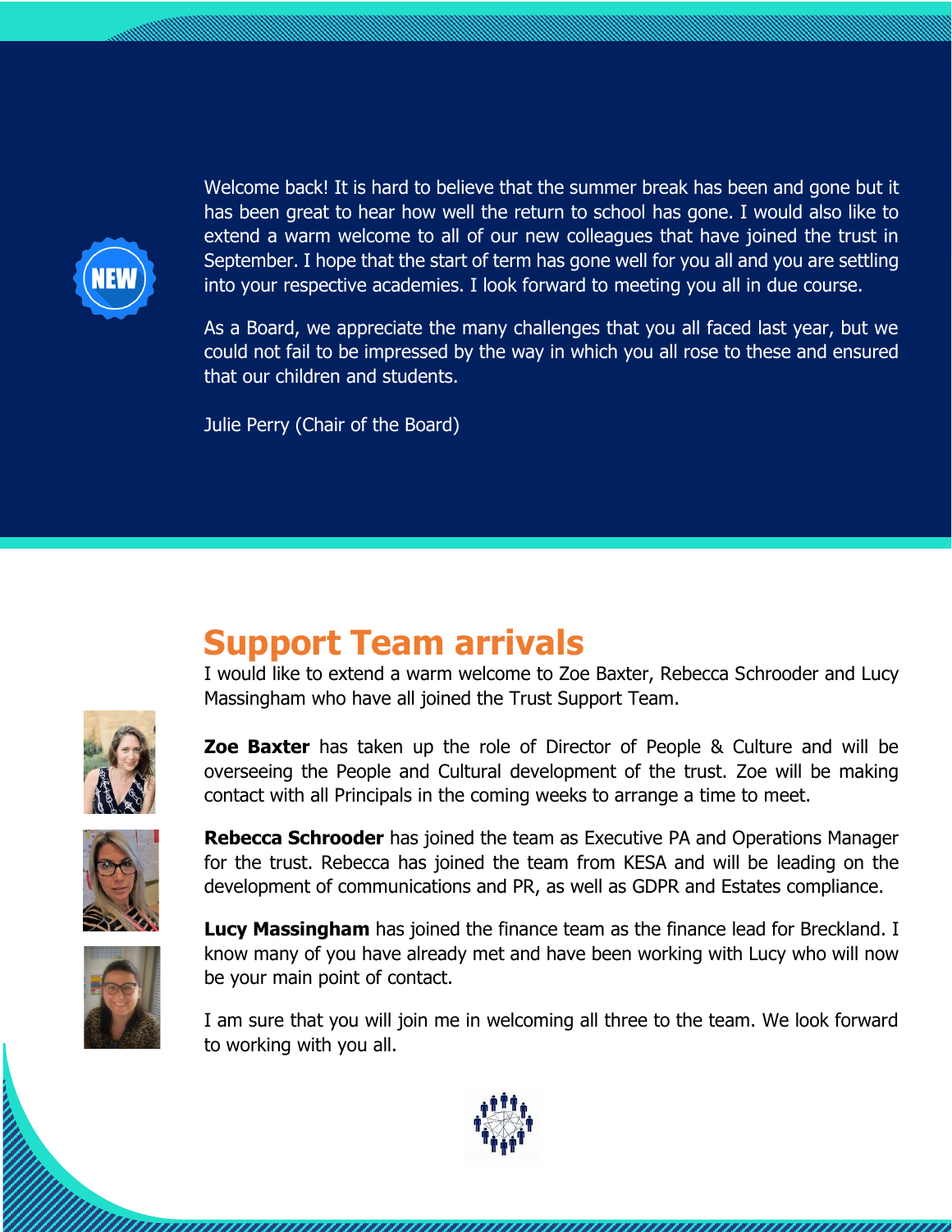Welcome back! It is hard to believe that the summer break has been and gone but it has been great to hear how well the return to school has gone. I would also like to extend a warm welcome to all of our new colleagues that have joined the trust in September. I hope that the start of term has gone well for you all and you are settling into your respective academies. I look forward to meeting you all in due course.

As a Board, we appreciate the many challenges that you all faced last year, but we could not fail to be impressed by the way in which you all rose to these and ensured that our children and students.

Julie Perry (Chair of the Board)

## Support Team arrivals

I would like to extend a warm welcome to Zoe Baxter, Rebecca Schrooder and Lucy Massingham who have all joined the Trust Support Team.

**Zoe Baxter** has taken up the role of Director of People & Culture and will be overseeing the People and Cultural development of the trust. Zoe will be making contact with all Principals in the coming weeks to arrange a time to meet.

**Rebecca Schrooder** has joined the team as Executive PA and Operations Manager for the trust. Rebecca has joined the team from KESA and will be leading on the development of communications and PR, as well as GDPR and Estates compliance.

**Lucy Massingham** has joined the finance team as the finance lead for Breckland. I know many of you have already met and have been working with Lucy who will now be your main point of contact.

I am sure that you will join me in welcoming all three to the team. We look forward to working with you all.